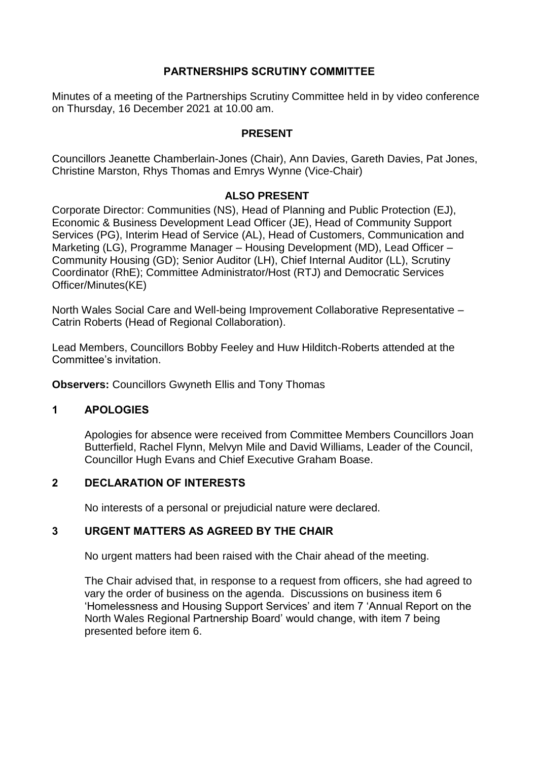# PARTNERSHIPS SCRUTINY COMMITTEE

Minutes of a meeting of the Partnerships Scrutiny Committee held in by video conference on Thursday, 16 December 2021 at 10.00 am.

## PRESENT

Councillors Jeanette Chamberlain-Jones (Chair), Ann Davies, Gareth Davies, Pat Jones, Christine Marston, Rhys Thomas and Emrys Wynne (Vice-Chair)

## ALSO PRESENT

Corporate Director: Communities (NS), Head of Planning and Public Protection (EJ), Economic & Business Development Lead Officer (JE), Head of Community Support Services (PG), Interim Head of Service (AL), Head of Customers, Communication and Marketing (LG), Programme Manager – Housing Development (MD), Lead Officer – Community Housing (GD); Senior Auditor (LH), Chief Internal Auditor (LL), Scrutiny Coordinator (RhE); Committee Administrator/Host (RTJ) and Democratic Services Officer/Minutes(KE)

North Wales Social Care and Well-being Improvement Collaborative Representative – Catrin Roberts (Head of Regional Collaboration).

Lead Members, Councillors Bobby Feeley and Huw Hilditch-Roberts attended at the Committee's invitation.

**Observers:** Councillors Gwyneth Ellis and Tony Thomas

## 1 APOLOGIES

Apologies for absence were received from Committee Members Councillors Joan Butterfield, Rachel Flynn, Melvyn Mile and David Williams, Leader of the Council, Councillor Hugh Evans and Chief Executive Graham Boase.

## 2 DECLARATION OF INTERESTS

No interests of a personal or prejudicial nature were declared.

## 3 URGENT MATTERS AS AGREED BY THE CHAIR

No urgent matters had been raised with the Chair ahead of the meeting.

The Chair advised that, in response to a request from officers, she had agreed to vary the order of business on the agenda. Discussions on business item 6 'Homelessness and Housing Support Services' and item 7 'Annual Report on the North Wales Regional Partnership Board' would change, with item 7 being presented before item 6.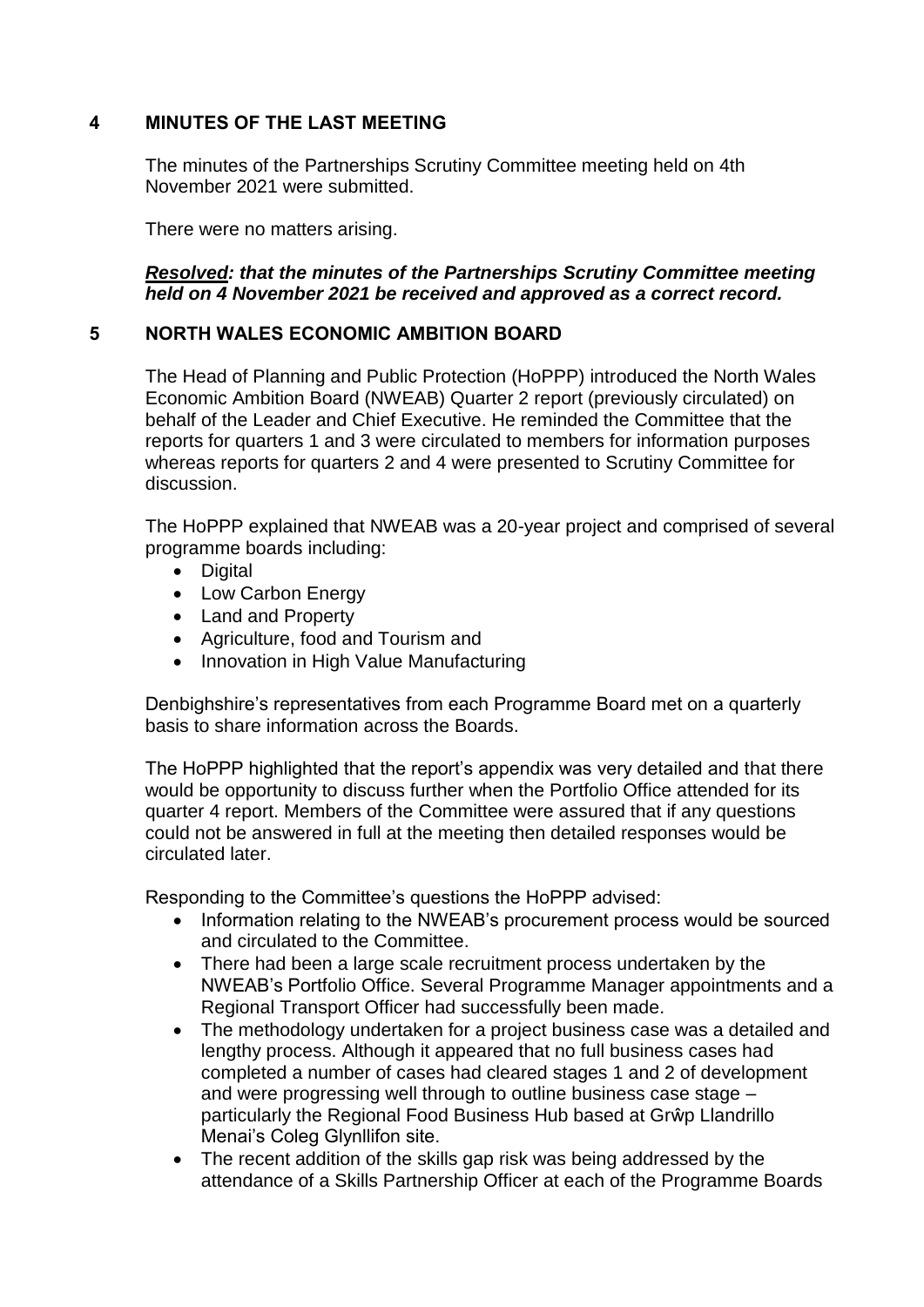## 4 MINUTES OF THE LAST MEETING

The minutes of the Partnerships Scrutiny Committee meeting held on 4th November 2021 were submitted.

There were no matters arising.

***Resolved*: *that the minutes of the Partnerships Scrutiny Committee meeting held on 4 November 2021 be received and approved as a correct record.***

## 5 NORTH WALES ECONOMIC AMBITION BOARD

The Head of Planning and Public Protection (HoPPP) introduced the North Wales Economic Ambition Board (NWEAB) Quarter 2 report (previously circulated) on behalf of the Leader and Chief Executive. He reminded the Committee that the reports for quarters 1 and 3 were circulated to members for information purposes whereas reports for quarters 2 and 4 were presented to Scrutiny Committee for discussion.

The HoPPP explained that NWEAB was a 20-year project and comprised of several programme boards including:

- Digital
- Low Carbon Energy
- Land and Property
- Agriculture, food and Tourism and
- Innovation in High Value Manufacturing

Denbighshire's representatives from each Programme Board met on a quarterly basis to share information across the Boards.

The HoPPP highlighted that the report's appendix was very detailed and that there would be opportunity to discuss further when the Portfolio Office attended for its quarter 4 report. Members of the Committee were assured that if any questions could not be answered in full at the meeting then detailed responses would be circulated later.

Responding to the Committee's questions the HoPPP advised:

- Information relating to the NWEAB's procurement process would be sourced and circulated to the Committee.
- There had been a large scale recruitment process undertaken by the NWEAB's Portfolio Office. Several Programme Manager appointments and a Regional Transport Officer had successfully been made.
- The methodology undertaken for a project business case was a detailed and lengthy process. Although it appeared that no full business cases had completed a number of cases had cleared stages 1 and 2 of development and were progressing well through to outline business case stage – particularly the Regional Food Business Hub based at Grŵp Llandrillo Menai's Coleg Glynllifon site.
- The recent addition of the skills gap risk was being addressed by the attendance of a Skills Partnership Officer at each of the Programme Boards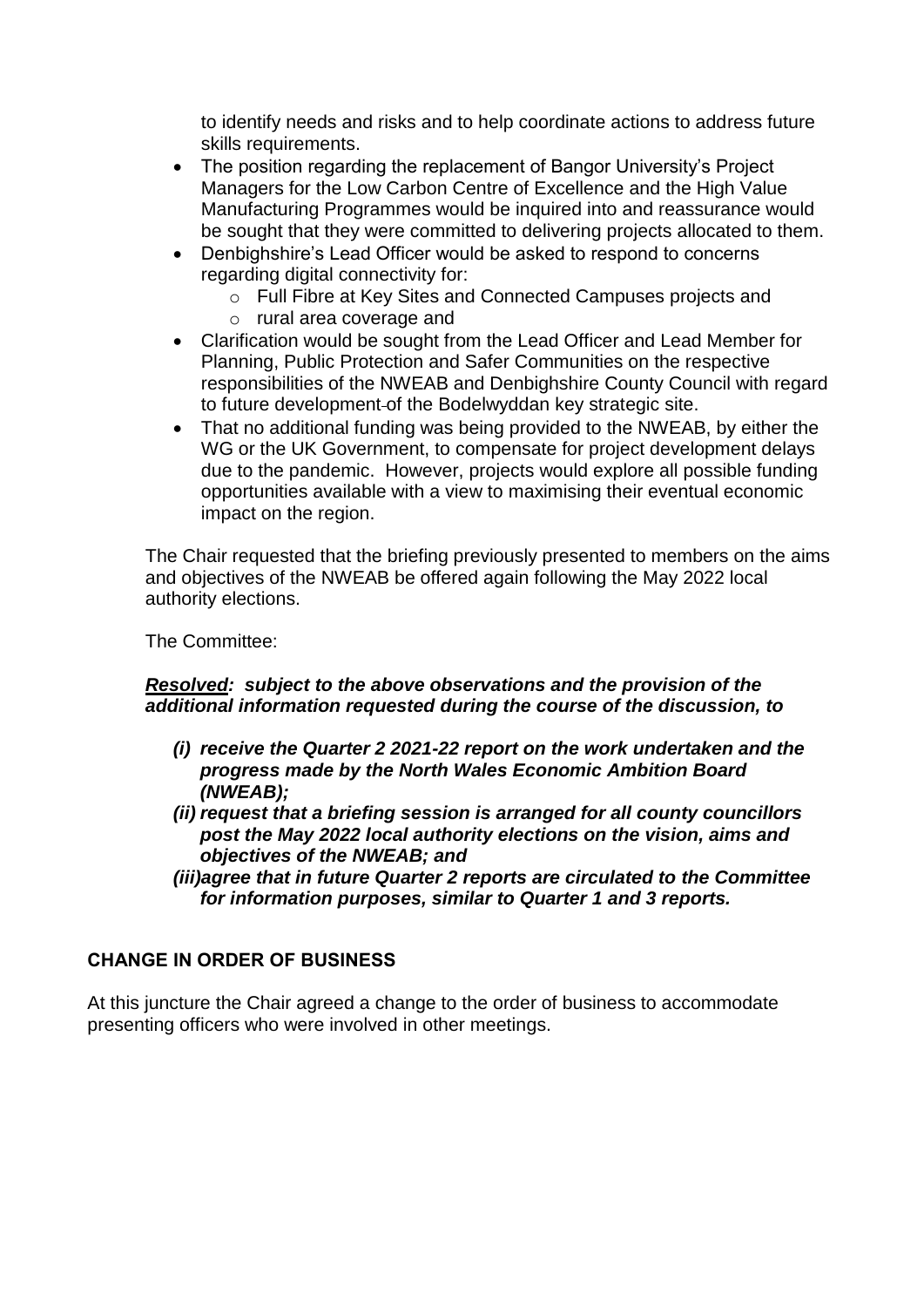to identify needs and risks and to help coordinate actions to address future skills requirements.

- The position regarding the replacement of Bangor University's Project Managers for the Low Carbon Centre of Excellence and the High Value Manufacturing Programmes would be inquired into and reassurance would be sought that they were committed to delivering projects allocated to them.
- Denbighshire's Lead Officer would be asked to respond to concerns regarding digital connectivity for:
  - Full Fibre at Key Sites and Connected Campuses projects and
  - rural area coverage and
- Clarification would be sought from the Lead Officer and Lead Member for Planning, Public Protection and Safer Communities on the respective responsibilities of the NWEAB and Denbighshire County Council with regard to future development of the Bodelwyddan key strategic site.
- That no additional funding was being provided to the NWEAB, by either the WG or the UK Government, to compensate for project development delays due to the pandemic. However, projects would explore all possible funding opportunities available with a view to maximising their eventual economic impact on the region.

The Chair requested that the briefing previously presented to members on the aims and objectives of the NWEAB be offered again following the May 2022 local authority elections.

The Committee:

***<u>Resolved</u>: subject to the above observations and the provision of the additional information requested during the course of the discussion, to***

- ***(i) receive the Quarter 2 2021-22 report on the work undertaken and the progress made by the North Wales Economic Ambition Board (NWEAB);***
- ***(ii) request that a briefing session is arranged for all county councillors post the May 2022 local authority elections on the vision, aims and objectives of the NWEAB; and***
- ***(iii) agree that in future Quarter 2 reports are circulated to the Committee for information purposes, similar to Quarter 1 and 3 reports.***

**CHANGE IN ORDER OF BUSINESS**

At this juncture the Chair agreed a change to the order of business to accommodate presenting officers who were involved in other meetings.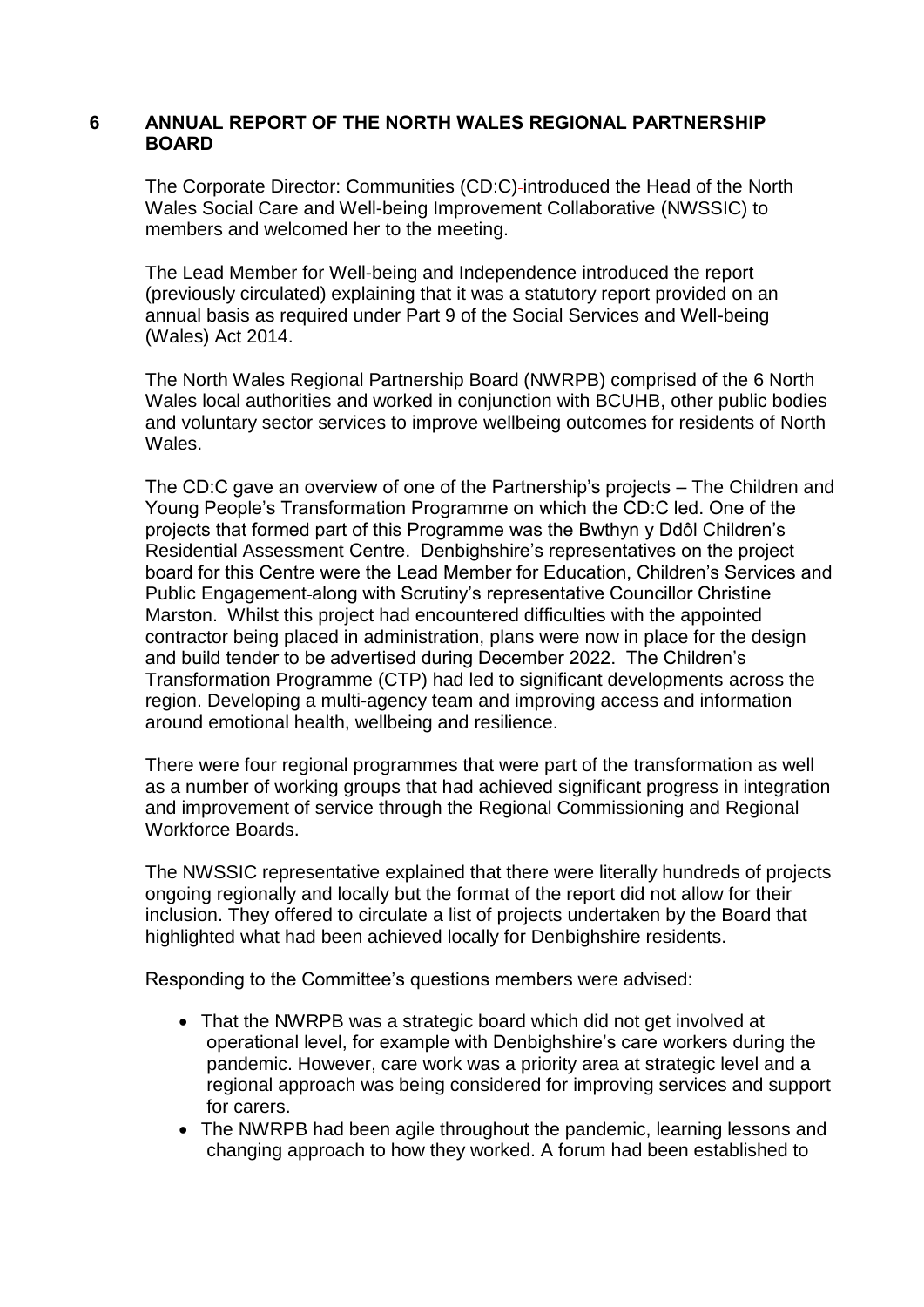## 6 ANNUAL REPORT OF THE NORTH WALES REGIONAL PARTNERSHIP BOARD

The Corporate Director: Communities (CD:C) introduced the Head of the North Wales Social Care and Well-being Improvement Collaborative (NWSSIC) to members and welcomed her to the meeting.

The Lead Member for Well-being and Independence introduced the report (previously circulated) explaining that it was a statutory report provided on an annual basis as required under Part 9 of the Social Services and Well-being (Wales) Act 2014.

The North Wales Regional Partnership Board (NWRPB) comprised of the 6 North Wales local authorities and worked in conjunction with BCUHB, other public bodies and voluntary sector services to improve wellbeing outcomes for residents of North Wales.

The CD:C gave an overview of one of the Partnership's projects – The Children and Young People's Transformation Programme on which the CD:C led. One of the projects that formed part of this Programme was the Bwthyn y Ddôl Children's Residential Assessment Centre. Denbighshire's representatives on the project board for this Centre were the Lead Member for Education, Children's Services and Public Engagement along with Scrutiny's representative Councillor Christine Marston. Whilst this project had encountered difficulties with the appointed contractor being placed in administration, plans were now in place for the design and build tender to be advertised during December 2022. The Children's Transformation Programme (CTP) had led to significant developments across the region. Developing a multi-agency team and improving access and information around emotional health, wellbeing and resilience.

There were four regional programmes that were part of the transformation as well as a number of working groups that had achieved significant progress in integration and improvement of service through the Regional Commissioning and Regional Workforce Boards.

The NWSSIC representative explained that there were literally hundreds of projects ongoing regionally and locally but the format of the report did not allow for their inclusion. They offered to circulate a list of projects undertaken by the Board that highlighted what had been achieved locally for Denbighshire residents.

Responding to the Committee's questions members were advised:

- That the NWRPB was a strategic board which did not get involved at operational level, for example with Denbighshire's care workers during the pandemic. However, care work was a priority area at strategic level and a regional approach was being considered for improving services and support for carers.
- The NWRPB had been agile throughout the pandemic, learning lessons and changing approach to how they worked. A forum had been established to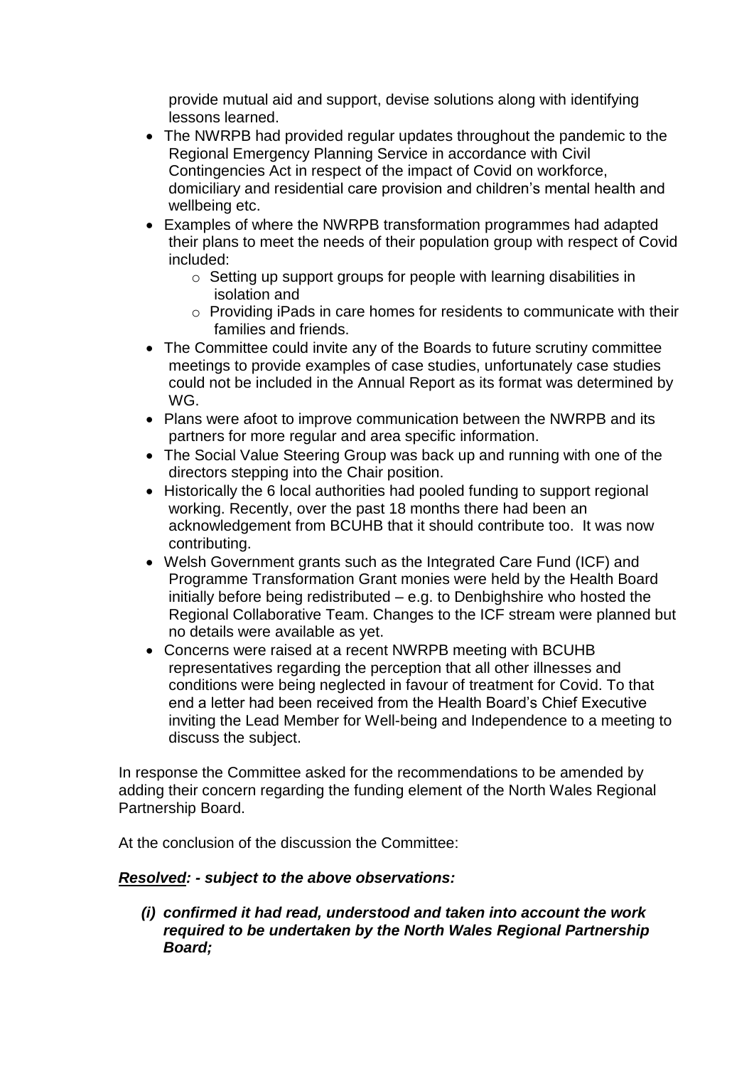provide mutual aid and support, devise solutions along with identifying lessons learned.

- The NWRPB had provided regular updates throughout the pandemic to the Regional Emergency Planning Service in accordance with Civil Contingencies Act in respect of the impact of Covid on workforce, domiciliary and residential care provision and children's mental health and wellbeing etc.
- Examples of where the NWRPB transformation programmes had adapted their plans to meet the needs of their population group with respect of Covid included:
  - Setting up support groups for people with learning disabilities in isolation and
  - Providing iPads in care homes for residents to communicate with their families and friends.
- The Committee could invite any of the Boards to future scrutiny committee meetings to provide examples of case studies, unfortunately case studies could not be included in the Annual Report as its format was determined by WG.
- Plans were afoot to improve communication between the NWRPB and its partners for more regular and area specific information.
- The Social Value Steering Group was back up and running with one of the directors stepping into the Chair position.
- Historically the 6 local authorities had pooled funding to support regional working. Recently, over the past 18 months there had been an acknowledgement from BCUHB that it should contribute too. It was now contributing.
- Welsh Government grants such as the Integrated Care Fund (ICF) and Programme Transformation Grant monies were held by the Health Board initially before being redistributed – e.g. to Denbighshire who hosted the Regional Collaborative Team. Changes to the ICF stream were planned but no details were available as yet.
- Concerns were raised at a recent NWRPB meeting with BCUHB representatives regarding the perception that all other illnesses and conditions were being neglected in favour of treatment for Covid. To that end a letter had been received from the Health Board's Chief Executive inviting the Lead Member for Well-being and Independence to a meeting to discuss the subject.

In response the Committee asked for the recommendations to be amended by adding their concern regarding the funding element of the North Wales Regional Partnership Board.

At the conclusion of the discussion the Committee:

***<u>Resolved</u>: - subject to the above observations:***

***(i) confirmed it had read, understood and taken into account the work required to be undertaken by the North Wales Regional Partnership Board;***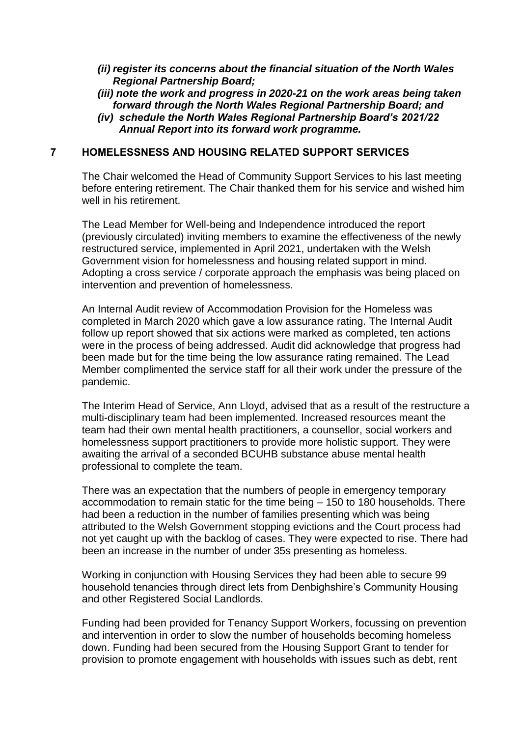*(ii) **register its concerns about the financial situation of the North Wales Regional Partnership Board;***

*(iii) **note the work and progress in 2020-21 on the work areas being taken forward through the North Wales Regional Partnership Board; and***

*(iv) **schedule the North Wales Regional Partnership Board's 2021/22 Annual Report into its forward work programme.***

## 7 HOMELESSNESS AND HOUSING RELATED SUPPORT SERVICES

The Chair welcomed the Head of Community Support Services to his last meeting before entering retirement. The Chair thanked them for his service and wished him well in his retirement.

The Lead Member for Well-being and Independence introduced the report (previously circulated) inviting members to examine the effectiveness of the newly restructured service, implemented in April 2021, undertaken with the Welsh Government vision for homelessness and housing related support in mind. Adopting a cross service / corporate approach the emphasis was being placed on intervention and prevention of homelessness.

An Internal Audit review of Accommodation Provision for the Homeless was completed in March 2020 which gave a low assurance rating. The Internal Audit follow up report showed that six actions were marked as completed, ten actions were in the process of being addressed. Audit did acknowledge that progress had been made but for the time being the low assurance rating remained. The Lead Member complimented the service staff for all their work under the pressure of the pandemic.

The Interim Head of Service, Ann Lloyd, advised that as a result of the restructure a multi-disciplinary team had been implemented. Increased resources meant the team had their own mental health practitioners, a counsellor, social workers and homelessness support practitioners to provide more holistic support. They were awaiting the arrival of a seconded BCUHB substance abuse mental health professional to complete the team.

There was an expectation that the numbers of people in emergency temporary accommodation to remain static for the time being – 150 to 180 households. There had been a reduction in the number of families presenting which was being attributed to the Welsh Government stopping evictions and the Court process had not yet caught up with the backlog of cases. They were expected to rise. There had been an increase in the number of under 35s presenting as homeless.

Working in conjunction with Housing Services they had been able to secure 99 household tenancies through direct lets from Denbighshire's Community Housing and other Registered Social Landlords.

Funding had been provided for Tenancy Support Workers, focussing on prevention and intervention in order to slow the number of households becoming homeless down. Funding had been secured from the Housing Support Grant to tender for provision to promote engagement with households with issues such as debt, rent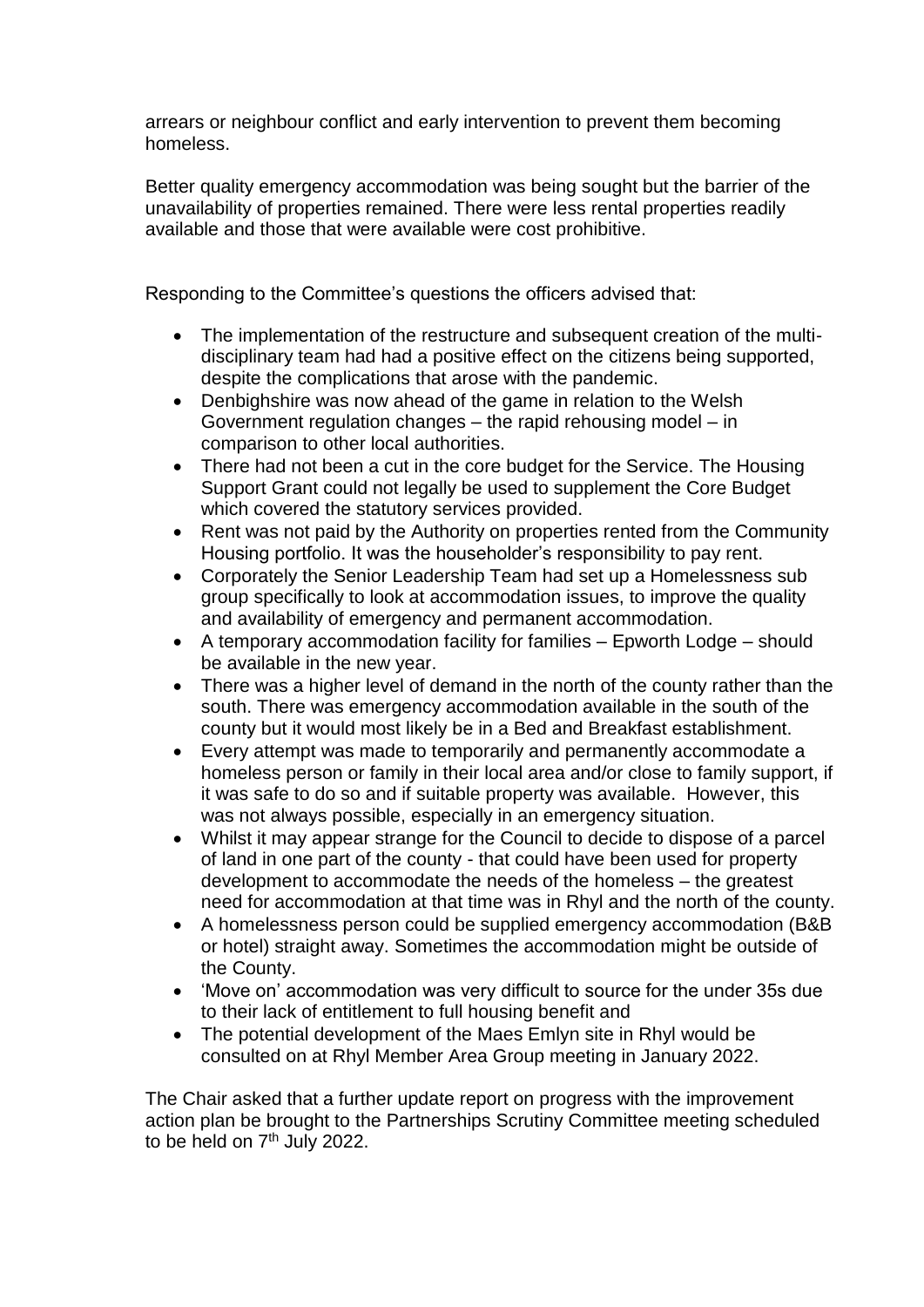arrears or neighbour conflict and early intervention to prevent them becoming homeless.

Better quality emergency accommodation was being sought but the barrier of the unavailability of properties remained. There were less rental properties readily available and those that were available were cost prohibitive.

Responding to the Committee's questions the officers advised that:

- The implementation of the restructure and subsequent creation of the multi-disciplinary team had had a positive effect on the citizens being supported, despite the complications that arose with the pandemic.
- Denbighshire was now ahead of the game in relation to the Welsh Government regulation changes – the rapid rehousing model – in comparison to other local authorities.
- There had not been a cut in the core budget for the Service. The Housing Support Grant could not legally be used to supplement the Core Budget which covered the statutory services provided.
- Rent was not paid by the Authority on properties rented from the Community Housing portfolio. It was the householder's responsibility to pay rent.
- Corporately the Senior Leadership Team had set up a Homelessness sub group specifically to look at accommodation issues, to improve the quality and availability of emergency and permanent accommodation.
- A temporary accommodation facility for families – Epworth Lodge – should be available in the new year.
- There was a higher level of demand in the north of the county rather than the south. There was emergency accommodation available in the south of the county but it would most likely be in a Bed and Breakfast establishment.
- Every attempt was made to temporarily and permanently accommodate a homeless person or family in their local area and/or close to family support, if it was safe to do so and if suitable property was available. However, this was not always possible, especially in an emergency situation.
- Whilst it may appear strange for the Council to decide to dispose of a parcel of land in one part of the county - that could have been used for property development to accommodate the needs of the homeless – the greatest need for accommodation at that time was in Rhyl and the north of the county.
- A homelessness person could be supplied emergency accommodation (B&B or hotel) straight away. Sometimes the accommodation might be outside of the County.
- 'Move on' accommodation was very difficult to source for the under 35s due to their lack of entitlement to full housing benefit and
- The potential development of the Maes Emlyn site in Rhyl would be consulted on at Rhyl Member Area Group meeting in January 2022.

The Chair asked that a further update report on progress with the improvement action plan be brought to the Partnerships Scrutiny Committee meeting scheduled to be held on 7th July 2022.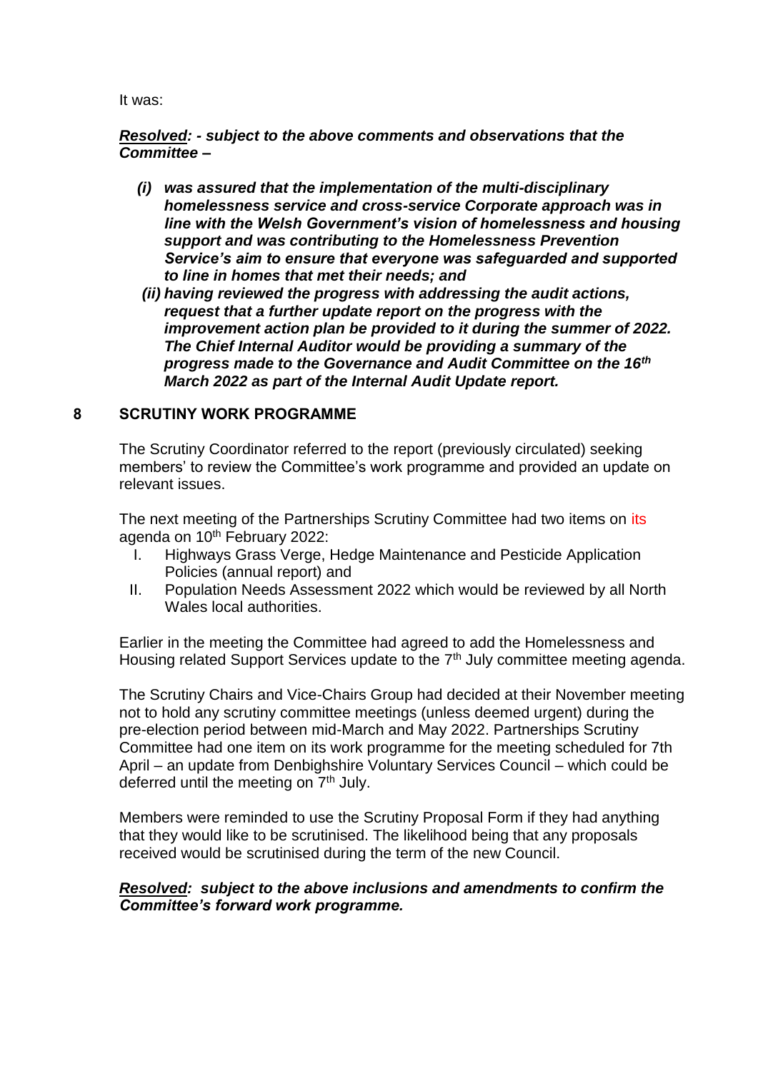It was:

***Resolved*: - subject to the above comments and observations that the Committee –**

- ***(i) was assured that the implementation of the multi-disciplinary homelessness service and cross-service Corporate approach was in line with the Welsh Government's vision of homelessness and housing support and was contributing to the Homelessness Prevention Service's aim to ensure that everyone was safeguarded and supported to line in homes that met their needs; and***
- ***(ii) having reviewed the progress with addressing the audit actions, request that a further update report on the progress with the improvement action plan be provided to it during the summer of 2022. The Chief Internal Auditor would be providing a summary of the progress made to the Governance and Audit Committee on the 16th March 2022 as part of the Internal Audit Update report.***

## 8 SCRUTINY WORK PROGRAMME

The Scrutiny Coordinator referred to the report (previously circulated) seeking members' to review the Committee's work programme and provided an update on relevant issues.

The next meeting of the Partnerships Scrutiny Committee had two items on its agenda on 10th February 2022:

I. Highways Grass Verge, Hedge Maintenance and Pesticide Application Policies (annual report) and
II. Population Needs Assessment 2022 which would be reviewed by all North Wales local authorities.

Earlier in the meeting the Committee had agreed to add the Homelessness and Housing related Support Services update to the 7th July committee meeting agenda.

The Scrutiny Chairs and Vice-Chairs Group had decided at their November meeting not to hold any scrutiny committee meetings (unless deemed urgent) during the pre-election period between mid-March and May 2022. Partnerships Scrutiny Committee had one item on its work programme for the meeting scheduled for 7th April – an update from Denbighshire Voluntary Services Council – which could be deferred until the meeting on 7th July.

Members were reminded to use the Scrutiny Proposal Form if they had anything that they would like to be scrutinised. The likelihood being that any proposals received would be scrutinised during the term of the new Council.

***Resolved*: subject to the above inclusions and amendments to confirm the Committee's forward work programme.**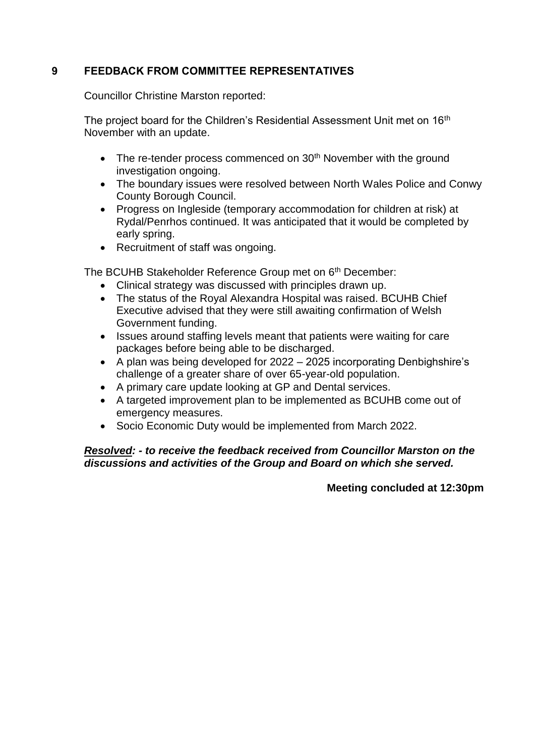## 9 FEEDBACK FROM COMMITTEE REPRESENTATIVES

Councillor Christine Marston reported:

The project board for the Children's Residential Assessment Unit met on 16th November with an update.

- The re-tender process commenced on 30th November with the ground investigation ongoing.
- The boundary issues were resolved between North Wales Police and Conwy County Borough Council.
- Progress on Ingleside (temporary accommodation for children at risk) at Rydal/Penrhos continued. It was anticipated that it would be completed by early spring.
- Recruitment of staff was ongoing.

The BCUHB Stakeholder Reference Group met on 6th December:

- Clinical strategy was discussed with principles drawn up.
- The status of the Royal Alexandra Hospital was raised. BCUHB Chief Executive advised that they were still awaiting confirmation of Welsh Government funding.
- Issues around staffing levels meant that patients were waiting for care packages before being able to be discharged.
- A plan was being developed for 2022 – 2025 incorporating Denbighshire's challenge of a greater share of over 65-year-old population.
- A primary care update looking at GP and Dental services.
- A targeted improvement plan to be implemented as BCUHB come out of emergency measures.
- Socio Economic Duty would be implemented from March 2022.

***Resolved**: - to receive the feedback received from Councillor Marston on the discussions and activities of the Group and Board on which she served.*

**Meeting concluded at 12:30pm**